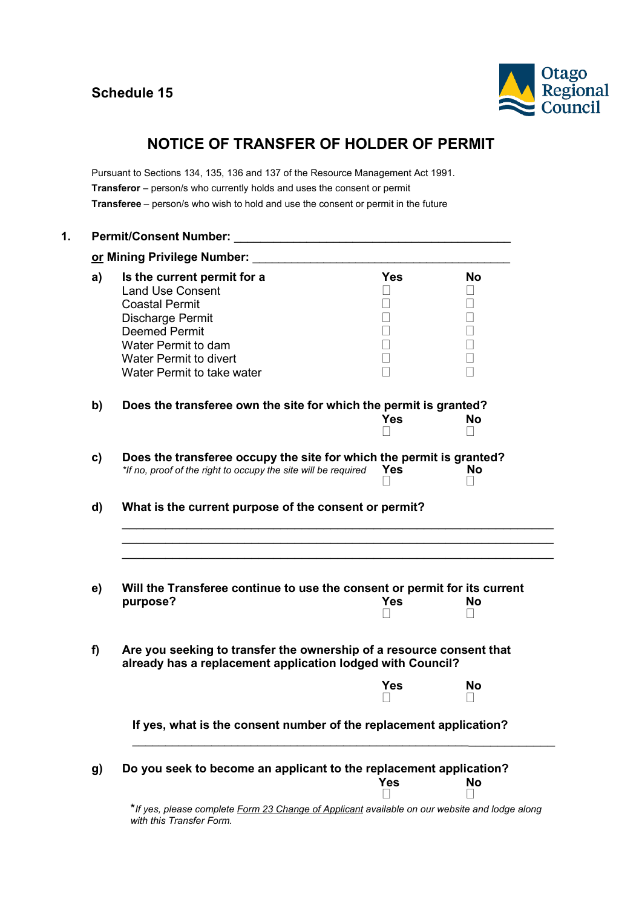Schedule 15

Otago Regional Council

# NOTICE OF TRANSFER OF HOLDER OF PERMIT

Pursuant to Sections 134, 135, 136 and 137 of the Resource Management Act 1991.

**Transferor** – person/s who currently holds and uses the consent or permit

**Transferee** – person/s who wish to hold and use the consent or permit in the future

**1. Permit/Consent Number:** ___________________________________________

**or Mining Privilege Number:** _______________________________________

**a) Is the current permit for a**

| | Yes | No |
|---|---|---|
| Land Use Consent | ☐ | ☐ |
| Coastal Permit | ☐ | ☐ |
| Discharge Permit | ☐ | ☐ |
| Deemed Permit | ☐ | ☐ |
| Water Permit to dam | ☐ | ☐ |
| Water Permit to divert | ☐ | ☐ |
| Water Permit to take water | ☐ | ☐ |

**b) Does the transferee own the site for which the permit is granted?**

**Yes** ☐ **No** ☐

**c) Does the transferee occupy the site for which the permit is granted?**

*\*If no, proof of the right to occupy the site will be required*

**Yes** ☐ **No** ☐

**d) What is the current purpose of the consent or permit?**

_________________________________________________________________

_________________________________________________________________

_________________________________________________________________

**e) Will the Transferee continue to use the consent or permit for its current purpose?**

**Yes** ☐ **No** ☐

**f) Are you seeking to transfer the ownership of a resource consent that already has a replacement application lodged with Council?**

**Yes** ☐ **No** ☐

**If yes, what is the consent number of the replacement application?**

_________________________________________________________________

**g) Do you seek to become an applicant to the replacement application?**

**Yes** ☐ **No** ☐

*\*If yes, please complete Form 23 Change of Applicant available on our website and lodge along with this Transfer Form.*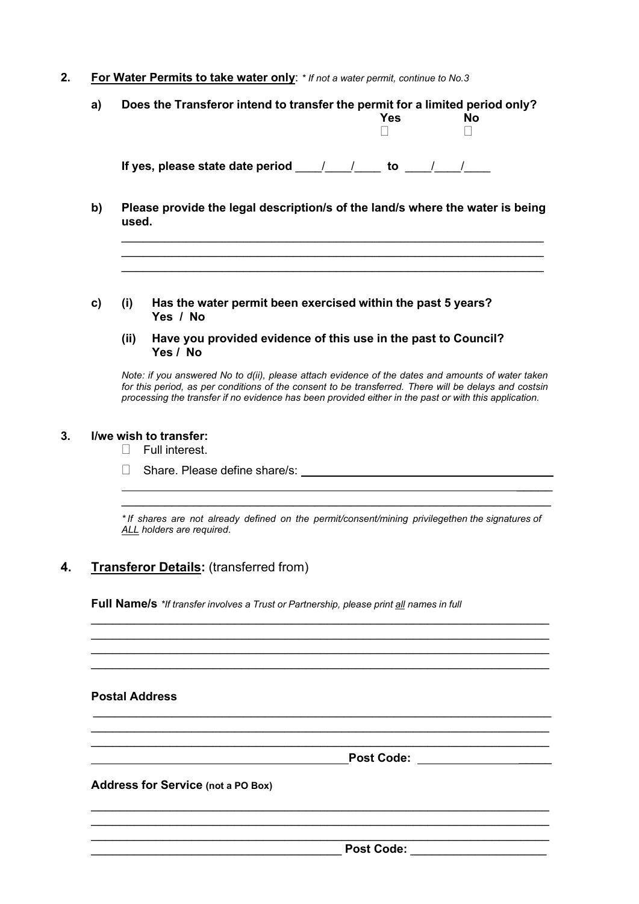**2.** **For Water Permits to take water only**: *\* If not a water permit, continue to No.3*

**a)** **Does the Transferor intend to transfer the permit for a limited period only?**

**Yes** ☐ **No** ☐

**If yes, please state date period** ____/____/____ **to** ____/____/____

**b)** **Please provide the legal description/s of the land/s where the water is being used.**

______________________________________________________________________

______________________________________________________________________

______________________________________________________________________

**c)** **(i)** **Has the water permit been exercised within the past 5 years?**
**Yes / No**

**(ii)** **Have you provided evidence of this use in the past to Council?**
**Yes / No**

*Note: if you answered No to d(ii), please attach evidence of the dates and amounts of water taken for this period, as per conditions of the consent to be transferred. There will be delays and costsin processing the transfer if no evidence has been provided either in the past or with this application.*

**3.** **I/we wish to transfer:**

☐ Full interest.

☐ Share. Please define share/s: ______________________________________

______________________________________________________________________

______________________________________________________________________

*\* If shares are not already defined on the permit/consent/mining privilegethen the signatures of ALL holders are required.*

## 4. Transferor Details: (transferred from)

**Full Name/s** *\*If transfer involves a Trust or Partnership, please print all names in full*

______________________________________________________________________

______________________________________________________________________

______________________________________________________________________

______________________________________________________________________

**Postal Address**

______________________________________________________________________

______________________________________________________________________

______________________________________________________________________

________________________________________ **Post Code:** ____________________

**Address for Service (not a PO Box)**

______________________________________________________________________

______________________________________________________________________

______________________________________________________________________

________________________________________ **Post Code:** ____________________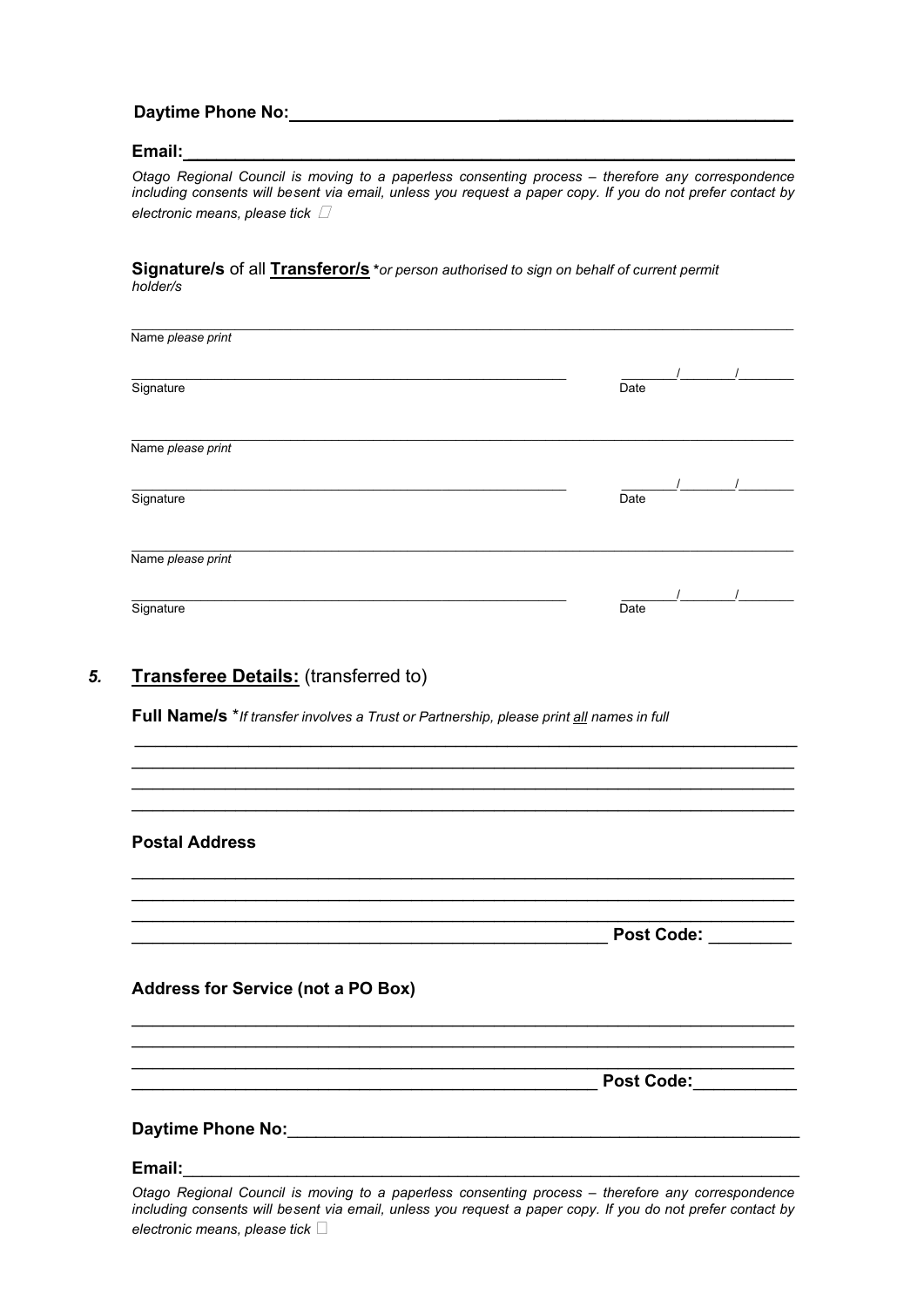**Daytime Phone No:**\_\_\_\_\_\_\_\_\_\_\_\_\_\_\_\_\_\_\_\_\_\_\_\_\_\_\_\_\_\_\_\_\_\_\_\_\_\_\_\_\_\_\_\_\_\_\_\_

**Email:**\_\_\_\_\_\_\_\_\_\_\_\_\_\_\_\_\_\_\_\_\_\_\_\_\_\_\_\_\_\_\_\_\_\_\_\_\_\_\_\_\_\_\_\_\_\_\_\_\_\_\_\_\_\_\_\_

*Otago Regional Council is moving to a paperless consenting process – therefore any correspondence including consents will besent via email, unless you request a paper copy. If you do not prefer contact by electronic means, please tick* ☐

**Signature/s** of all **Transferor/s** *\*or person authorised to sign on behalf of current permit holder/s*

\_\_\_\_\_\_\_\_\_\_\_\_\_\_\_\_\_\_\_\_\_\_\_\_\_\_\_\_\_\_\_\_\_\_\_\_\_\_\_\_\_\_\_\_\_\_\_\_\_\_\_\_\_\_\_\_
Name *please print*

\_\_\_\_\_\_\_\_\_\_\_\_\_\_\_\_\_\_\_\_\_\_\_\_\_\_\_\_\_\_\_\_\_\_\_\_\_\_ \_\_\_\_\_\_/\_\_\_\_\_\_/\_\_\_\_\_\_
Signature Date

\_\_\_\_\_\_\_\_\_\_\_\_\_\_\_\_\_\_\_\_\_\_\_\_\_\_\_\_\_\_\_\_\_\_\_\_\_\_\_\_\_\_\_\_\_\_\_\_\_\_\_\_\_\_\_\_
Name *please print*

\_\_\_\_\_\_\_\_\_\_\_\_\_\_\_\_\_\_\_\_\_\_\_\_\_\_\_\_\_\_\_\_\_\_\_\_\_\_ \_\_\_\_\_\_/\_\_\_\_\_\_/\_\_\_\_\_\_
Signature Date

\_\_\_\_\_\_\_\_\_\_\_\_\_\_\_\_\_\_\_\_\_\_\_\_\_\_\_\_\_\_\_\_\_\_\_\_\_\_\_\_\_\_\_\_\_\_\_\_\_\_\_\_\_\_\_\_
Name *please print*

\_\_\_\_\_\_\_\_\_\_\_\_\_\_\_\_\_\_\_\_\_\_\_\_\_\_\_\_\_\_\_\_\_\_\_\_\_\_ \_\_\_\_\_\_/\_\_\_\_\_\_/\_\_\_\_\_\_
Signature Date

## *5.* **Transferee Details:** (transferred to)

**Full Name/s** \**If transfer involves a Trust or Partnership, please print all names in full*

\_\_\_\_\_\_\_\_\_\_\_\_\_\_\_\_\_\_\_\_\_\_\_\_\_\_\_\_\_\_\_\_\_\_\_\_\_\_\_\_\_\_\_\_\_\_\_\_\_\_\_\_\_\_\_\_
\_\_\_\_\_\_\_\_\_\_\_\_\_\_\_\_\_\_\_\_\_\_\_\_\_\_\_\_\_\_\_\_\_\_\_\_\_\_\_\_\_\_\_\_\_\_\_\_\_\_\_\_\_\_\_\_
\_\_\_\_\_\_\_\_\_\_\_\_\_\_\_\_\_\_\_\_\_\_\_\_\_\_\_\_\_\_\_\_\_\_\_\_\_\_\_\_\_\_\_\_\_\_\_\_\_\_\_\_\_\_\_\_
\_\_\_\_\_\_\_\_\_\_\_\_\_\_\_\_\_\_\_\_\_\_\_\_\_\_\_\_\_\_\_\_\_\_\_\_\_\_\_\_\_\_\_\_\_\_\_\_\_\_\_\_\_\_\_\_

**Postal Address**

\_\_\_\_\_\_\_\_\_\_\_\_\_\_\_\_\_\_\_\_\_\_\_\_\_\_\_\_\_\_\_\_\_\_\_\_\_\_\_\_\_\_\_\_\_\_\_\_\_\_\_\_\_\_\_\_
\_\_\_\_\_\_\_\_\_\_\_\_\_\_\_\_\_\_\_\_\_\_\_\_\_\_\_\_\_\_\_\_\_\_\_\_\_\_\_\_\_\_\_\_\_\_\_\_\_\_\_\_\_\_\_\_
\_\_\_\_\_\_\_\_\_\_\_\_\_\_\_\_\_\_\_\_\_\_\_\_\_\_\_\_\_\_\_\_\_\_\_\_\_\_\_\_\_\_\_\_\_\_\_\_\_\_\_\_\_\_\_\_
\_\_\_\_\_\_\_\_\_\_\_\_\_\_\_\_\_\_\_\_\_\_\_\_\_\_\_\_\_\_\_\_\_\_\_\_\_\_\_\_\_\_ **Post Code:** \_\_\_\_\_\_\_\_\_

**Address for Service (not a PO Box)**

\_\_\_\_\_\_\_\_\_\_\_\_\_\_\_\_\_\_\_\_\_\_\_\_\_\_\_\_\_\_\_\_\_\_\_\_\_\_\_\_\_\_\_\_\_\_\_\_\_\_\_\_\_\_\_\_
\_\_\_\_\_\_\_\_\_\_\_\_\_\_\_\_\_\_\_\_\_\_\_\_\_\_\_\_\_\_\_\_\_\_\_\_\_\_\_\_\_\_\_\_\_\_\_\_\_\_\_\_\_\_\_\_
\_\_\_\_\_\_\_\_\_\_\_\_\_\_\_\_\_\_\_\_\_\_\_\_\_\_\_\_\_\_\_\_\_\_\_\_\_\_\_\_\_\_\_\_\_\_\_\_\_\_\_\_\_\_\_\_
\_\_\_\_\_\_\_\_\_\_\_\_\_\_\_\_\_\_\_\_\_\_\_\_\_\_\_\_\_\_\_\_\_\_\_\_\_\_\_\_\_\_ **Post Code:**\_\_\_\_\_\_\_\_\_\_\_

**Daytime Phone No:**\_\_\_\_\_\_\_\_\_\_\_\_\_\_\_\_\_\_\_\_\_\_\_\_\_\_\_\_\_\_\_\_\_\_\_\_\_\_\_\_\_\_\_\_\_\_\_\_

**Email:**\_\_\_\_\_\_\_\_\_\_\_\_\_\_\_\_\_\_\_\_\_\_\_\_\_\_\_\_\_\_\_\_\_\_\_\_\_\_\_\_\_\_\_\_\_\_\_\_\_\_\_\_\_\_\_\_

*Otago Regional Council is moving to a paperless consenting process – therefore any correspondence including consents will besent via email, unless you request a paper copy. If you do not prefer contact by electronic means, please tick* ☐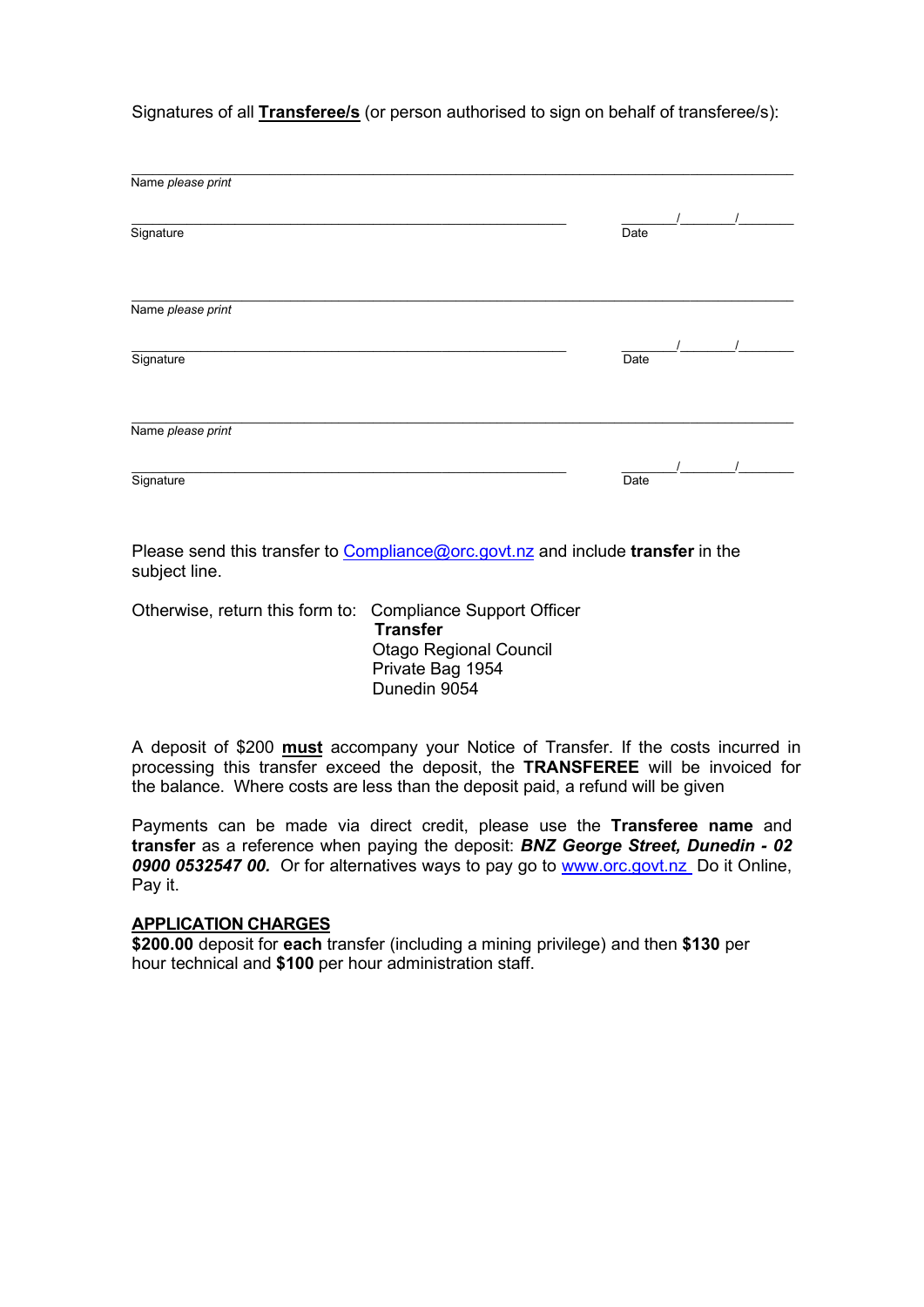Signatures of all **Transferee/s** (or person authorised to sign on behalf of transferee/s):

\_\_\_\_\_\_\_\_\_\_\_\_\_\_\_\_\_\_\_\_\_\_\_\_\_\_\_\_\_\_\_\_\_\_\_\_\_\_\_\_\_\_\_\_\_\_\_\_\_\_\_\_\_\_\_\_\_\_\_\_\_\_\_\_\_\_\_\_\_\_
Name *please print*

\_\_\_\_\_\_\_\_\_\_\_\_\_\_\_\_\_\_\_\_\_\_\_\_\_\_\_\_\_\_\_\_\_\_\_\_\_\_\_\_\_\_\_\_\_\_\_\_ \_\_\_\_\_\_\_/\_\_\_\_\_\_\_/\_\_\_\_\_\_\_
Signature Date

\_\_\_\_\_\_\_\_\_\_\_\_\_\_\_\_\_\_\_\_\_\_\_\_\_\_\_\_\_\_\_\_\_\_\_\_\_\_\_\_\_\_\_\_\_\_\_\_\_\_\_\_\_\_\_\_\_\_\_\_\_\_\_\_\_\_\_\_\_\_
Name *please print*

\_\_\_\_\_\_\_\_\_\_\_\_\_\_\_\_\_\_\_\_\_\_\_\_\_\_\_\_\_\_\_\_\_\_\_\_\_\_\_\_\_\_\_\_\_\_\_\_ \_\_\_\_\_\_\_/\_\_\_\_\_\_\_/\_\_\_\_\_\_\_
Signature Date

\_\_\_\_\_\_\_\_\_\_\_\_\_\_\_\_\_\_\_\_\_\_\_\_\_\_\_\_\_\_\_\_\_\_\_\_\_\_\_\_\_\_\_\_\_\_\_\_\_\_\_\_\_\_\_\_\_\_\_\_\_\_\_\_\_\_\_\_\_\_
Name *please print*

\_\_\_\_\_\_\_\_\_\_\_\_\_\_\_\_\_\_\_\_\_\_\_\_\_\_\_\_\_\_\_\_\_\_\_\_\_\_\_\_\_\_\_\_\_\_\_\_ \_\_\_\_\_\_\_/\_\_\_\_\_\_\_/\_\_\_\_\_\_\_
Signature Date

Please send this transfer to Compliance@orc.govt.nz and include **transfer** in the subject line.

Otherwise, return this form to: Compliance Support Officer
**Transfer**
Otago Regional Council
Private Bag 1954
Dunedin 9054

A deposit of $200 **must** accompany your Notice of Transfer. If the costs incurred in processing this transfer exceed the deposit, the **TRANSFEREE** will be invoiced for the balance. Where costs are less than the deposit paid, a refund will be given

Payments can be made via direct credit, please use the **Transferee name** and **transfer** as a reference when paying the deposit: ***BNZ George Street, Dunedin - 02 0900 0532547 00.*** Or for alternatives ways to pay go to www.orc.govt.nz Do it Online, Pay it.

**APPLICATION CHARGES**

**$200.00** deposit for **each** transfer (including a mining privilege) and then **$130** per hour technical and **$100** per hour administration staff.